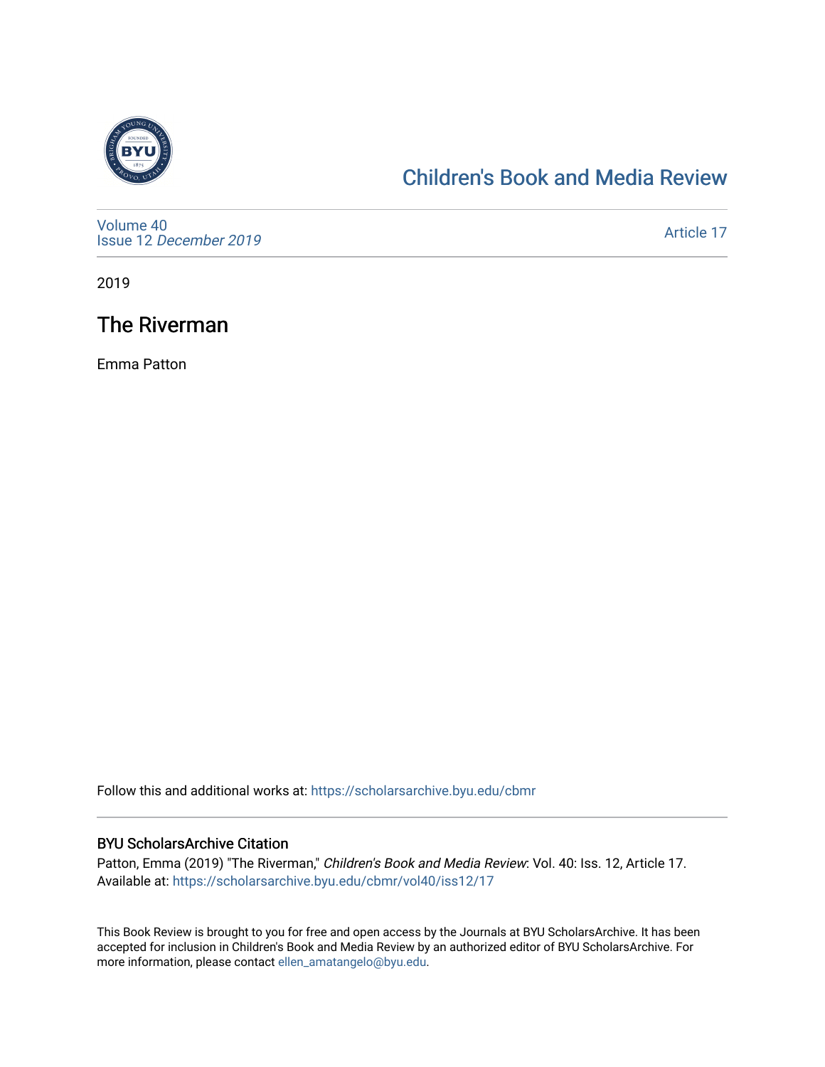# Children's Book and Media Review

Volume 40
Issue 12 *December 2019*

Article 17

2019

## The Riverman

Emma Patton

Follow this and additional works at: https://scholarsarchive.byu.edu/cbmr

### BYU ScholarsArchive Citation

Patton, Emma (2019) "The Riverman," *Children's Book and Media Review*: Vol. 40: Iss. 12, Article 17.
Available at: https://scholarsarchive.byu.edu/cbmr/vol40/iss12/17

This Book Review is brought to you for free and open access by the Journals at BYU ScholarsArchive. It has been accepted for inclusion in Children's Book and Media Review by an authorized editor of BYU ScholarsArchive. For more information, please contact ellen_amatangelo@byu.edu.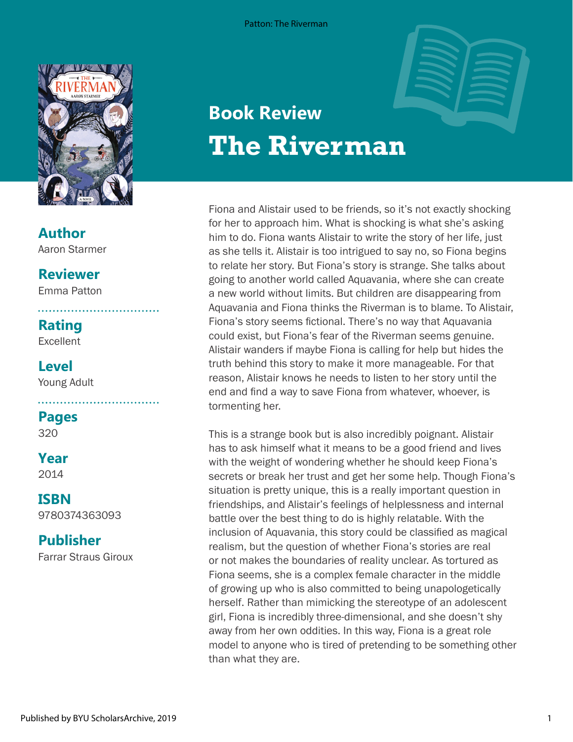# Book Review

## The Riverman

**Author**
Aaron Starmer

**Reviewer**
Emma Patton

**Rating**
Excellent

**Level**
Young Adult

**Pages**
320

**Year**
2014

**ISBN**
9780374363093

**Publisher**
Farrar Straus Giroux

Fiona and Alistair used to be friends, so it's not exactly shocking for her to approach him. What is shocking is what she's asking him to do. Fiona wants Alistair to write the story of her life, just as she tells it. Alistair is too intrigued to say no, so Fiona begins to relate her story. But Fiona's story is strange. She talks about going to another world called Aquavania, where she can create a new world without limits. But children are disappearing from Aquavania and Fiona thinks the Riverman is to blame. To Alistair, Fiona's story seems fictional. There's no way that Aquavania could exist, but Fiona's fear of the Riverman seems genuine. Alistair wanders if maybe Fiona is calling for help but hides the truth behind this story to make it more manageable. For that reason, Alistair knows he needs to listen to her story until the end and find a way to save Fiona from whatever, whoever, is tormenting her.

This is a strange book but is also incredibly poignant. Alistair has to ask himself what it means to be a good friend and lives with the weight of wondering whether he should keep Fiona's secrets or break her trust and get her some help. Though Fiona's situation is pretty unique, this is a really important question in friendships, and Alistair's feelings of helplessness and internal battle over the best thing to do is highly relatable. With the inclusion of Aquavania, this story could be classified as magical realism, but the question of whether Fiona's stories are real or not makes the boundaries of reality unclear. As tortured as Fiona seems, she is a complex female character in the middle of growing up who is also committed to being unapologetically herself. Rather than mimicking the stereotype of an adolescent girl, Fiona is incredibly three-dimensional, and she doesn't shy away from her own oddities. In this way, Fiona is a great role model to anyone who is tired of pretending to be something other than what they are.